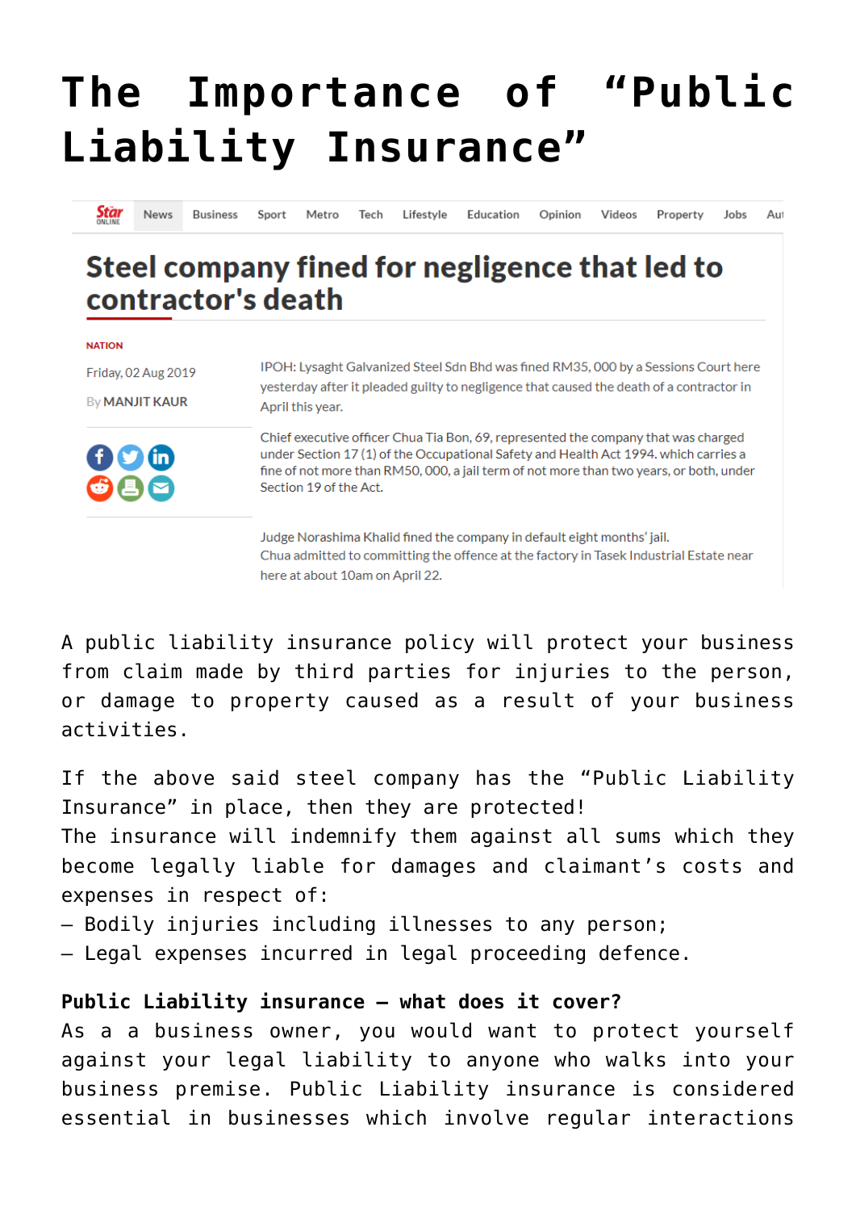# The Importance of "Public Liability Insurance"

Star ONLINE | News | Business | Sport | Metro | Tech | Lifestyle | Education | Opinion | Videos | Property | Jobs | Au

## Steel company fined for negligence that led to contractor's death

NATION

Friday, 02 Aug 2019

By MANJIT KAUR

IPOH: Lysaght Galvanized Steel Sdn Bhd was fined RM35, 000 by a Sessions Court here yesterday after it pleaded guilty to negligence that caused the death of a contractor in April this year.

Chief executive officer Chua Tia Bon, 69, represented the company that was charged under Section 17 (1) of the Occupational Safety and Health Act 1994. which carries a fine of not more than RM50, 000, a jail term of not more than two years, or both, under Section 19 of the Act.

Judge Norashima Khalid fined the company in default eight months' jail.
Chua admitted to committing the offence at the factory in Tasek Industrial Estate near here at about 10am on April 22.

A public liability insurance policy will protect your business from claim made by third parties for injuries to the person, or damage to property caused as a result of your business activities.

If the above said steel company has the "Public Liability Insurance" in place, then they are protected!
The insurance will indemnify them against all sums which they become legally liable for damages and claimant's costs and expenses in respect of:
– Bodily injuries including illnesses to any person;
– Legal expenses incurred in legal proceeding defence.

**Public Liability insurance – what does it cover?**
As a a business owner, you would want to protect yourself against your legal liability to anyone who walks into your business premise. Public Liability insurance is considered essential in businesses which involve regular interactions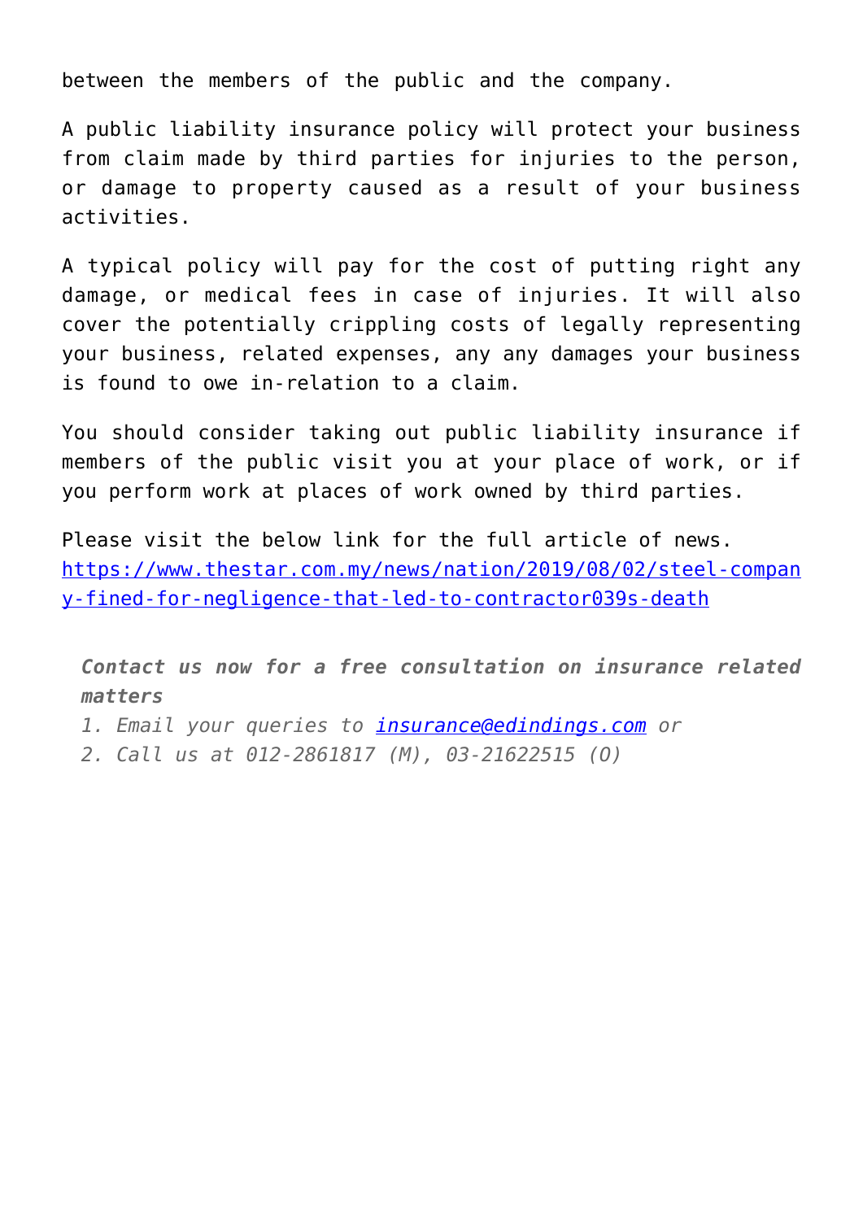between the members of the public and the company.

A public liability insurance policy will protect your business from claim made by third parties for injuries to the person, or damage to property caused as a result of your business activities.

A typical policy will pay for the cost of putting right any damage, or medical fees in case of injuries. It will also cover the potentially crippling costs of legally representing your business, related expenses, any any damages your business is found to owe in-relation to a claim.

You should consider taking out public liability insurance if members of the public visit you at your place of work, or if you perform work at places of work owned by third parties.

Please visit the below link for the full article of news.
[https://www.thestar.com.my/news/nation/2019/08/02/steel-company-fined-for-negligence-that-led-to-contractor039s-death](https://www.thestar.com.my/news/nation/2019/08/02/steel-company-fined-for-negligence-that-led-to-contractor039s-death)

***Contact us now for a free consultation on insurance related matters***

1. *Email your queries to [insurance@edindings.com](mailto:insurance@edindings.com) or*
2. *Call us at 012-2861817 (M), 03-21622515 (O)*